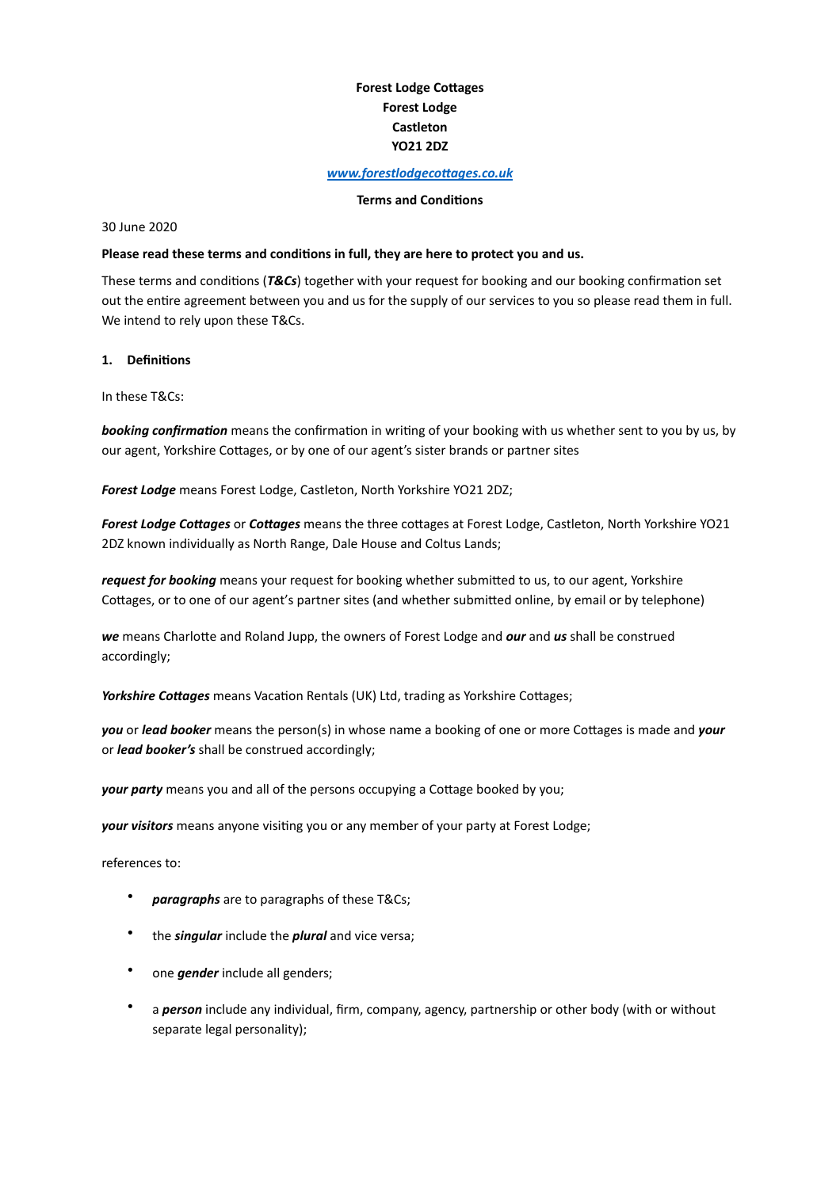**Forest Lodge Cottages**
**Forest Lodge**
**Castleton**
**YO21 2DZ**

***www.forestlodgecottages.co.uk***

**Terms and Conditions**

30 June 2020

**Please read these terms and conditions in full, they are here to protect you and us.**

These terms and conditions (***T&Cs***) together with your request for booking and our booking confirmation set out the entire agreement between you and us for the supply of our services to you so please read them in full. We intend to rely upon these T&Cs.

## 1. Definitions

In these T&Cs:

***booking confirmation*** means the confirmation in writing of your booking with us whether sent to you by us, by our agent, Yorkshire Cottages, or by one of our agent's sister brands or partner sites

***Forest Lodge*** means Forest Lodge, Castleton, North Yorkshire YO21 2DZ;

***Forest Lodge Cottages*** or ***Cottages*** means the three cottages at Forest Lodge, Castleton, North Yorkshire YO21 2DZ known individually as North Range, Dale House and Coltus Lands;

***request for booking*** means your request for booking whether submitted to us, to our agent, Yorkshire Cottages, or to one of our agent's partner sites (and whether submitted online, by email or by telephone)

***we*** means Charlotte and Roland Jupp, the owners of Forest Lodge and ***our*** and ***us*** shall be construed accordingly;

***Yorkshire Cottages*** means Vacation Rentals (UK) Ltd, trading as Yorkshire Cottages;

***you*** or ***lead booker*** means the person(s) in whose name a booking of one or more Cottages is made and ***your*** or ***lead booker's*** shall be construed accordingly;

***your party*** means you and all of the persons occupying a Cottage booked by you;

***your visitors*** means anyone visiting you or any member of your party at Forest Lodge;

references to:

- ***paragraphs*** are to paragraphs of these T&Cs;
- the ***singular*** include the ***plural*** and vice versa;
- one ***gender*** include all genders;
- a ***person*** include any individual, firm, company, agency, partnership or other body (with or without separate legal personality);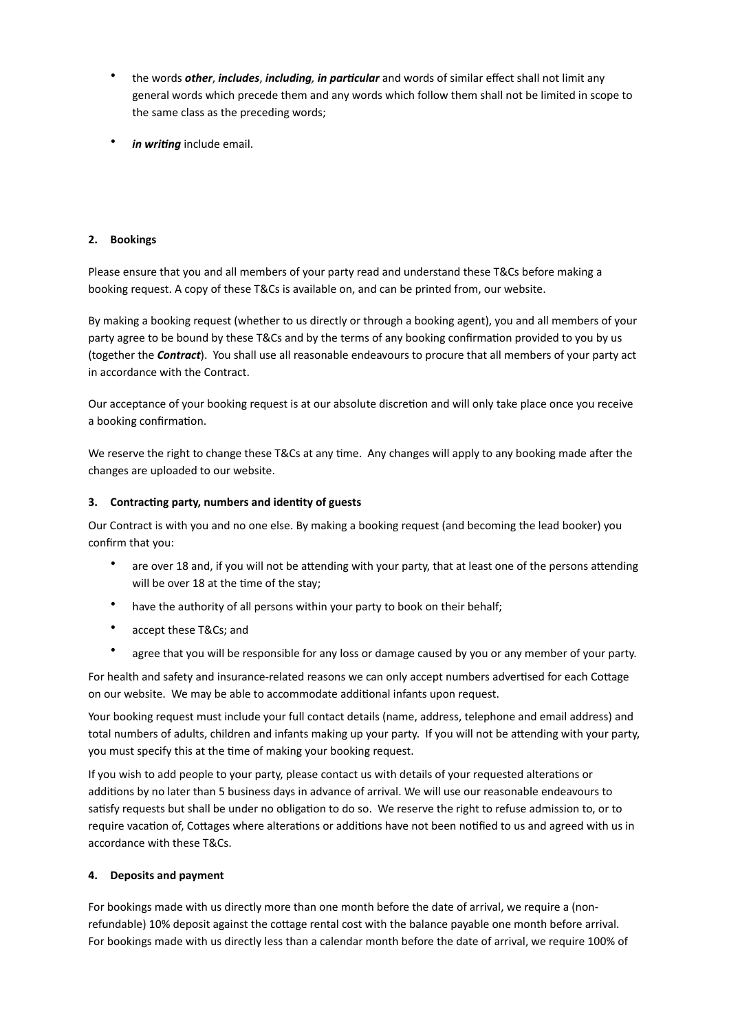- the words ***other***, ***includes***, ***including, in particular*** and words of similar effect shall not limit any general words which precede them and any words which follow them shall not be limited in scope to the same class as the preceding words;
- ***in writing*** include email.

**2. Bookings**

Please ensure that you and all members of your party read and understand these T&Cs before making a booking request. A copy of these T&Cs is available on, and can be printed from, our website.

By making a booking request (whether to us directly or through a booking agent), you and all members of your party agree to be bound by these T&Cs and by the terms of any booking confirmation provided to you by us (together the ***Contract***). You shall use all reasonable endeavours to procure that all members of your party act in accordance with the Contract.

Our acceptance of your booking request is at our absolute discretion and will only take place once you receive a booking confirmation.

We reserve the right to change these T&Cs at any time. Any changes will apply to any booking made after the changes are uploaded to our website.

**3. Contracting party, numbers and identity of guests**

Our Contract is with you and no one else. By making a booking request (and becoming the lead booker) you confirm that you:

- are over 18 and, if you will not be attending with your party, that at least one of the persons attending will be over 18 at the time of the stay;
- have the authority of all persons within your party to book on their behalf;
- accept these T&Cs; and
- agree that you will be responsible for any loss or damage caused by you or any member of your party.

For health and safety and insurance-related reasons we can only accept numbers advertised for each Cottage on our website. We may be able to accommodate additional infants upon request.

Your booking request must include your full contact details (name, address, telephone and email address) and total numbers of adults, children and infants making up your party. If you will not be attending with your party, you must specify this at the time of making your booking request.

If you wish to add people to your party, please contact us with details of your requested alterations or additions by no later than 5 business days in advance of arrival. We will use our reasonable endeavours to satisfy requests but shall be under no obligation to do so. We reserve the right to refuse admission to, or to require vacation of, Cottages where alterations or additions have not been notified to us and agreed with us in accordance with these T&Cs.

**4. Deposits and payment**

For bookings made with us directly more than one month before the date of arrival, we require a (non-refundable) 10% deposit against the cottage rental cost with the balance payable one month before arrival. For bookings made with us directly less than a calendar month before the date of arrival, we require 100% of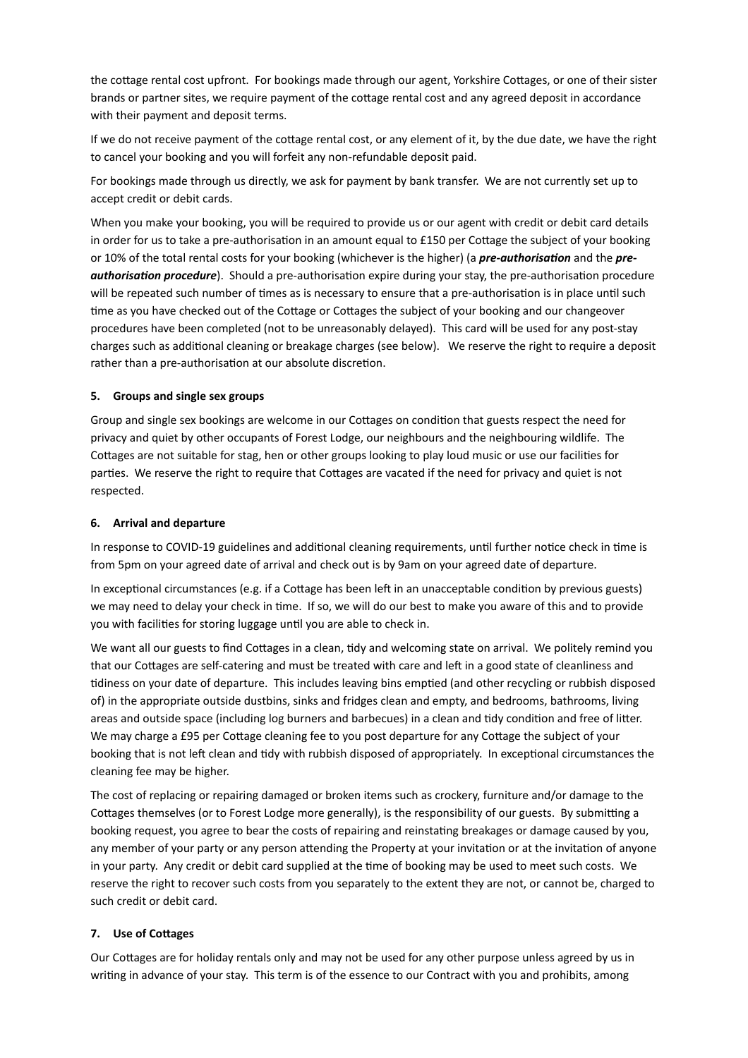the cottage rental cost upfront. For bookings made through our agent, Yorkshire Cottages, or one of their sister brands or partner sites, we require payment of the cottage rental cost and any agreed deposit in accordance with their payment and deposit terms.

If we do not receive payment of the cottage rental cost, or any element of it, by the due date, we have the right to cancel your booking and you will forfeit any non-refundable deposit paid.

For bookings made through us directly, we ask for payment by bank transfer. We are not currently set up to accept credit or debit cards.

When you make your booking, you will be required to provide us or our agent with credit or debit card details in order for us to take a pre-authorisation in an amount equal to £150 per Cottage the subject of your booking or 10% of the total rental costs for your booking (whichever is the higher) (a ***pre-authorisation*** and the ***pre-authorisation procedure***). Should a pre-authorisation expire during your stay, the pre-authorisation procedure will be repeated such number of times as is necessary to ensure that a pre-authorisation is in place until such time as you have checked out of the Cottage or Cottages the subject of your booking and our changeover procedures have been completed (not to be unreasonably delayed). This card will be used for any post-stay charges such as additional cleaning or breakage charges (see below). We reserve the right to require a deposit rather than a pre-authorisation at our absolute discretion.

**5. Groups and single sex groups**

Group and single sex bookings are welcome in our Cottages on condition that guests respect the need for privacy and quiet by other occupants of Forest Lodge, our neighbours and the neighbouring wildlife. The Cottages are not suitable for stag, hen or other groups looking to play loud music or use our facilities for parties. We reserve the right to require that Cottages are vacated if the need for privacy and quiet is not respected.

**6. Arrival and departure**

In response to COVID-19 guidelines and additional cleaning requirements, until further notice check in time is from 5pm on your agreed date of arrival and check out is by 9am on your agreed date of departure.

In exceptional circumstances (e.g. if a Cottage has been left in an unacceptable condition by previous guests) we may need to delay your check in time. If so, we will do our best to make you aware of this and to provide you with facilities for storing luggage until you are able to check in.

We want all our guests to find Cottages in a clean, tidy and welcoming state on arrival. We politely remind you that our Cottages are self-catering and must be treated with care and left in a good state of cleanliness and tidiness on your date of departure. This includes leaving bins emptied (and other recycling or rubbish disposed of) in the appropriate outside dustbins, sinks and fridges clean and empty, and bedrooms, bathrooms, living areas and outside space (including log burners and barbecues) in a clean and tidy condition and free of litter. We may charge a £95 per Cottage cleaning fee to you post departure for any Cottage the subject of your booking that is not left clean and tidy with rubbish disposed of appropriately. In exceptional circumstances the cleaning fee may be higher.

The cost of replacing or repairing damaged or broken items such as crockery, furniture and/or damage to the Cottages themselves (or to Forest Lodge more generally), is the responsibility of our guests. By submitting a booking request, you agree to bear the costs of repairing and reinstating breakages or damage caused by you, any member of your party or any person attending the Property at your invitation or at the invitation of anyone in your party. Any credit or debit card supplied at the time of booking may be used to meet such costs. We reserve the right to recover such costs from you separately to the extent they are not, or cannot be, charged to such credit or debit card.

**7. Use of Cottages**

Our Cottages are for holiday rentals only and may not be used for any other purpose unless agreed by us in writing in advance of your stay. This term is of the essence to our Contract with you and prohibits, among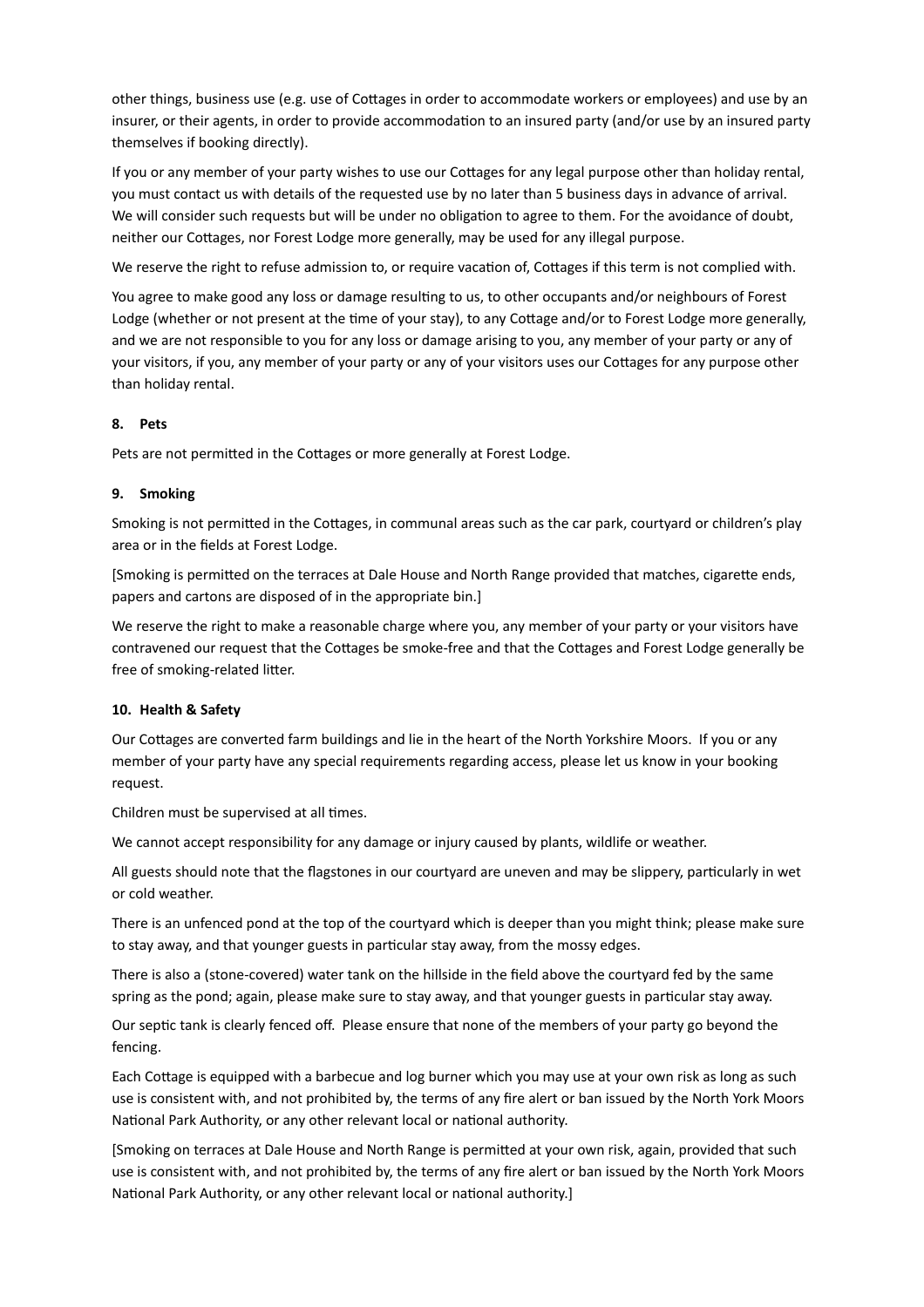other things, business use (e.g. use of Cottages in order to accommodate workers or employees) and use by an insurer, or their agents, in order to provide accommodation to an insured party (and/or use by an insured party themselves if booking directly).

If you or any member of your party wishes to use our Cottages for any legal purpose other than holiday rental, you must contact us with details of the requested use by no later than 5 business days in advance of arrival. We will consider such requests but will be under no obligation to agree to them. For the avoidance of doubt, neither our Cottages, nor Forest Lodge more generally, may be used for any illegal purpose.

We reserve the right to refuse admission to, or require vacation of, Cottages if this term is not complied with.

You agree to make good any loss or damage resulting to us, to other occupants and/or neighbours of Forest Lodge (whether or not present at the time of your stay), to any Cottage and/or to Forest Lodge more generally, and we are not responsible to you for any loss or damage arising to you, any member of your party or any of your visitors, if you, any member of your party or any of your visitors uses our Cottages for any purpose other than holiday rental.

**8. Pets**

Pets are not permitted in the Cottages or more generally at Forest Lodge.

**9. Smoking**

Smoking is not permitted in the Cottages, in communal areas such as the car park, courtyard or children's play area or in the fields at Forest Lodge.

[Smoking is permitted on the terraces at Dale House and North Range provided that matches, cigarette ends, papers and cartons are disposed of in the appropriate bin.]

We reserve the right to make a reasonable charge where you, any member of your party or your visitors have contravened our request that the Cottages be smoke-free and that the Cottages and Forest Lodge generally be free of smoking-related litter.

**10. Health & Safety**

Our Cottages are converted farm buildings and lie in the heart of the North Yorkshire Moors. If you or any member of your party have any special requirements regarding access, please let us know in your booking request.

Children must be supervised at all times.

We cannot accept responsibility for any damage or injury caused by plants, wildlife or weather.

All guests should note that the flagstones in our courtyard are uneven and may be slippery, particularly in wet or cold weather.

There is an unfenced pond at the top of the courtyard which is deeper than you might think; please make sure to stay away, and that younger guests in particular stay away, from the mossy edges.

There is also a (stone-covered) water tank on the hillside in the field above the courtyard fed by the same spring as the pond; again, please make sure to stay away, and that younger guests in particular stay away.

Our septic tank is clearly fenced off. Please ensure that none of the members of your party go beyond the fencing.

Each Cottage is equipped with a barbecue and log burner which you may use at your own risk as long as such use is consistent with, and not prohibited by, the terms of any fire alert or ban issued by the North York Moors National Park Authority, or any other relevant local or national authority.

[Smoking on terraces at Dale House and North Range is permitted at your own risk, again, provided that such use is consistent with, and not prohibited by, the terms of any fire alert or ban issued by the North York Moors National Park Authority, or any other relevant local or national authority.]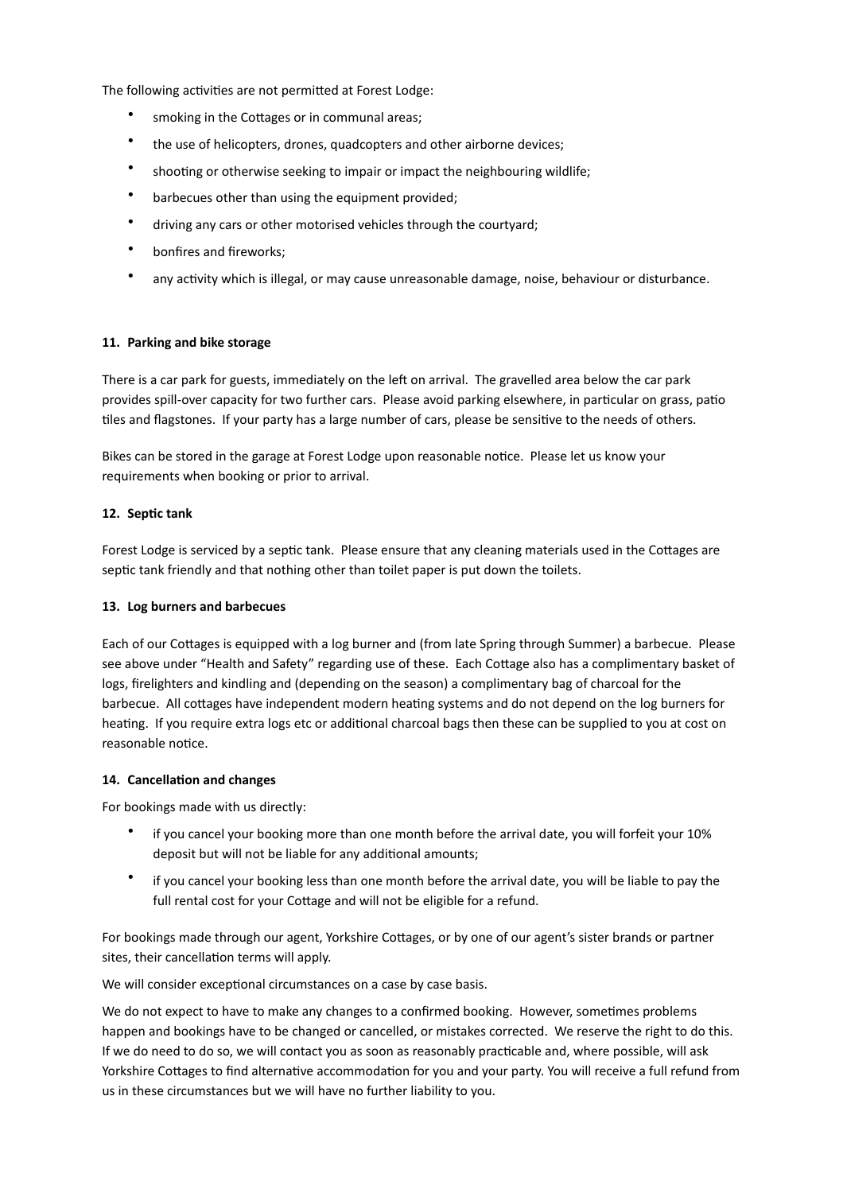The following activities are not permitted at Forest Lodge:

- smoking in the Cottages or in communal areas;
- the use of helicopters, drones, quadcopters and other airborne devices;
- shooting or otherwise seeking to impair or impact the neighbouring wildlife;
- barbecues other than using the equipment provided;
- driving any cars or other motorised vehicles through the courtyard;
- bonfires and fireworks;
- any activity which is illegal, or may cause unreasonable damage, noise, behaviour or disturbance.

**11. Parking and bike storage**

There is a car park for guests, immediately on the left on arrival. The gravelled area below the car park provides spill-over capacity for two further cars. Please avoid parking elsewhere, in particular on grass, patio tiles and flagstones. If your party has a large number of cars, please be sensitive to the needs of others.

Bikes can be stored in the garage at Forest Lodge upon reasonable notice. Please let us know your requirements when booking or prior to arrival.

**12. Septic tank**

Forest Lodge is serviced by a septic tank. Please ensure that any cleaning materials used in the Cottages are septic tank friendly and that nothing other than toilet paper is put down the toilets.

**13. Log burners and barbecues**

Each of our Cottages is equipped with a log burner and (from late Spring through Summer) a barbecue. Please see above under "Health and Safety" regarding use of these. Each Cottage also has a complimentary basket of logs, firelighters and kindling and (depending on the season) a complimentary bag of charcoal for the barbecue. All cottages have independent modern heating systems and do not depend on the log burners for heating. If you require extra logs etc or additional charcoal bags then these can be supplied to you at cost on reasonable notice.

**14. Cancellation and changes**

For bookings made with us directly:

- if you cancel your booking more than one month before the arrival date, you will forfeit your 10% deposit but will not be liable for any additional amounts;
- if you cancel your booking less than one month before the arrival date, you will be liable to pay the full rental cost for your Cottage and will not be eligible for a refund.

For bookings made through our agent, Yorkshire Cottages, or by one of our agent's sister brands or partner sites, their cancellation terms will apply.

We will consider exceptional circumstances on a case by case basis.

We do not expect to have to make any changes to a confirmed booking. However, sometimes problems happen and bookings have to be changed or cancelled, or mistakes corrected. We reserve the right to do this. If we do need to do so, we will contact you as soon as reasonably practicable and, where possible, will ask Yorkshire Cottages to find alternative accommodation for you and your party. You will receive a full refund from us in these circumstances but we will have no further liability to you.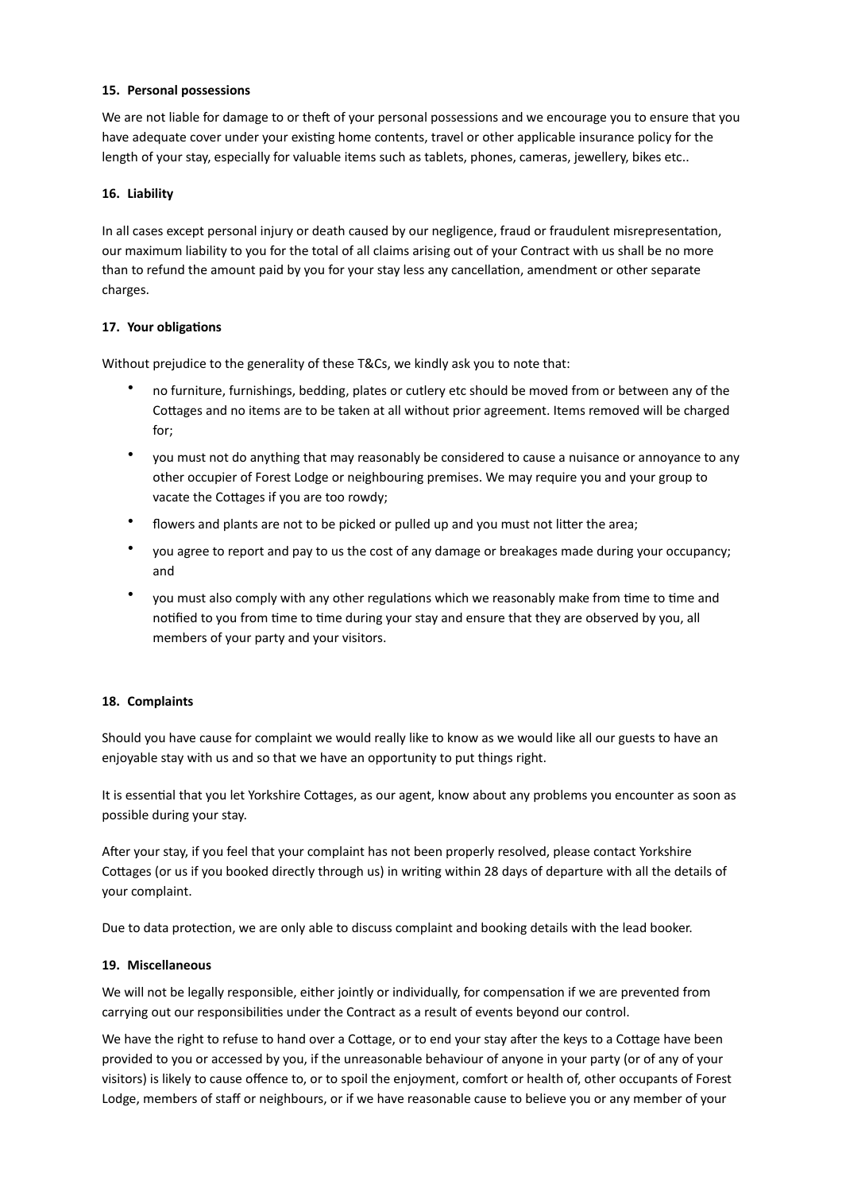#### 15. Personal possessions

We are not liable for damage to or theft of your personal possessions and we encourage you to ensure that you have adequate cover under your existing home contents, travel or other applicable insurance policy for the length of your stay, especially for valuable items such as tablets, phones, cameras, jewellery, bikes etc..

#### 16. Liability

In all cases except personal injury or death caused by our negligence, fraud or fraudulent misrepresentation, our maximum liability to you for the total of all claims arising out of your Contract with us shall be no more than to refund the amount paid by you for your stay less any cancellation, amendment or other separate charges.

#### 17. Your obligations

Without prejudice to the generality of these T&Cs, we kindly ask you to note that:

- no furniture, furnishings, bedding, plates or cutlery etc should be moved from or between any of the Cottages and no items are to be taken at all without prior agreement. Items removed will be charged for;
- you must not do anything that may reasonably be considered to cause a nuisance or annoyance to any other occupier of Forest Lodge or neighbouring premises. We may require you and your group to vacate the Cottages if you are too rowdy;
- flowers and plants are not to be picked or pulled up and you must not litter the area;
- you agree to report and pay to us the cost of any damage or breakages made during your occupancy; and
- you must also comply with any other regulations which we reasonably make from time to time and notified to you from time to time during your stay and ensure that they are observed by you, all members of your party and your visitors.

#### 18. Complaints

Should you have cause for complaint we would really like to know as we would like all our guests to have an enjoyable stay with us and so that we have an opportunity to put things right.

It is essential that you let Yorkshire Cottages, as our agent, know about any problems you encounter as soon as possible during your stay.

After your stay, if you feel that your complaint has not been properly resolved, please contact Yorkshire Cottages (or us if you booked directly through us) in writing within 28 days of departure with all the details of your complaint.

Due to data protection, we are only able to discuss complaint and booking details with the lead booker.

#### 19. Miscellaneous

We will not be legally responsible, either jointly or individually, for compensation if we are prevented from carrying out our responsibilities under the Contract as a result of events beyond our control.

We have the right to refuse to hand over a Cottage, or to end your stay after the keys to a Cottage have been provided to you or accessed by you, if the unreasonable behaviour of anyone in your party (or of any of your visitors) is likely to cause offence to, or to spoil the enjoyment, comfort or health of, other occupants of Forest Lodge, members of staff or neighbours, or if we have reasonable cause to believe you or any member of your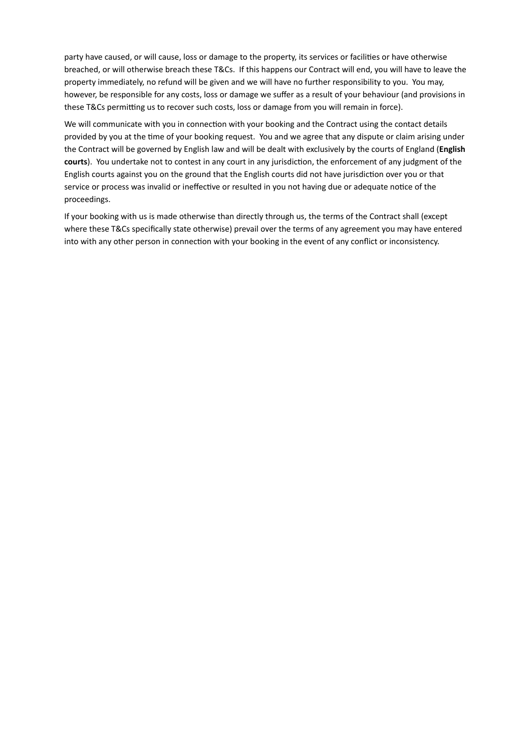party have caused, or will cause, loss or damage to the property, its services or facilities or have otherwise breached, or will otherwise breach these T&Cs. If this happens our Contract will end, you will have to leave the property immediately, no refund will be given and we will have no further responsibility to you. You may, however, be responsible for any costs, loss or damage we suffer as a result of your behaviour (and provisions in these T&Cs permitting us to recover such costs, loss or damage from you will remain in force).

We will communicate with you in connection with your booking and the Contract using the contact details provided by you at the time of your booking request. You and we agree that any dispute or claim arising under the Contract will be governed by English law and will be dealt with exclusively by the courts of England (**English courts**). You undertake not to contest in any court in any jurisdiction, the enforcement of any judgment of the English courts against you on the ground that the English courts did not have jurisdiction over you or that service or process was invalid or ineffective or resulted in you not having due or adequate notice of the proceedings.

If your booking with us is made otherwise than directly through us, the terms of the Contract shall (except where these T&Cs specifically state otherwise) prevail over the terms of any agreement you may have entered into with any other person in connection with your booking in the event of any conflict or inconsistency.